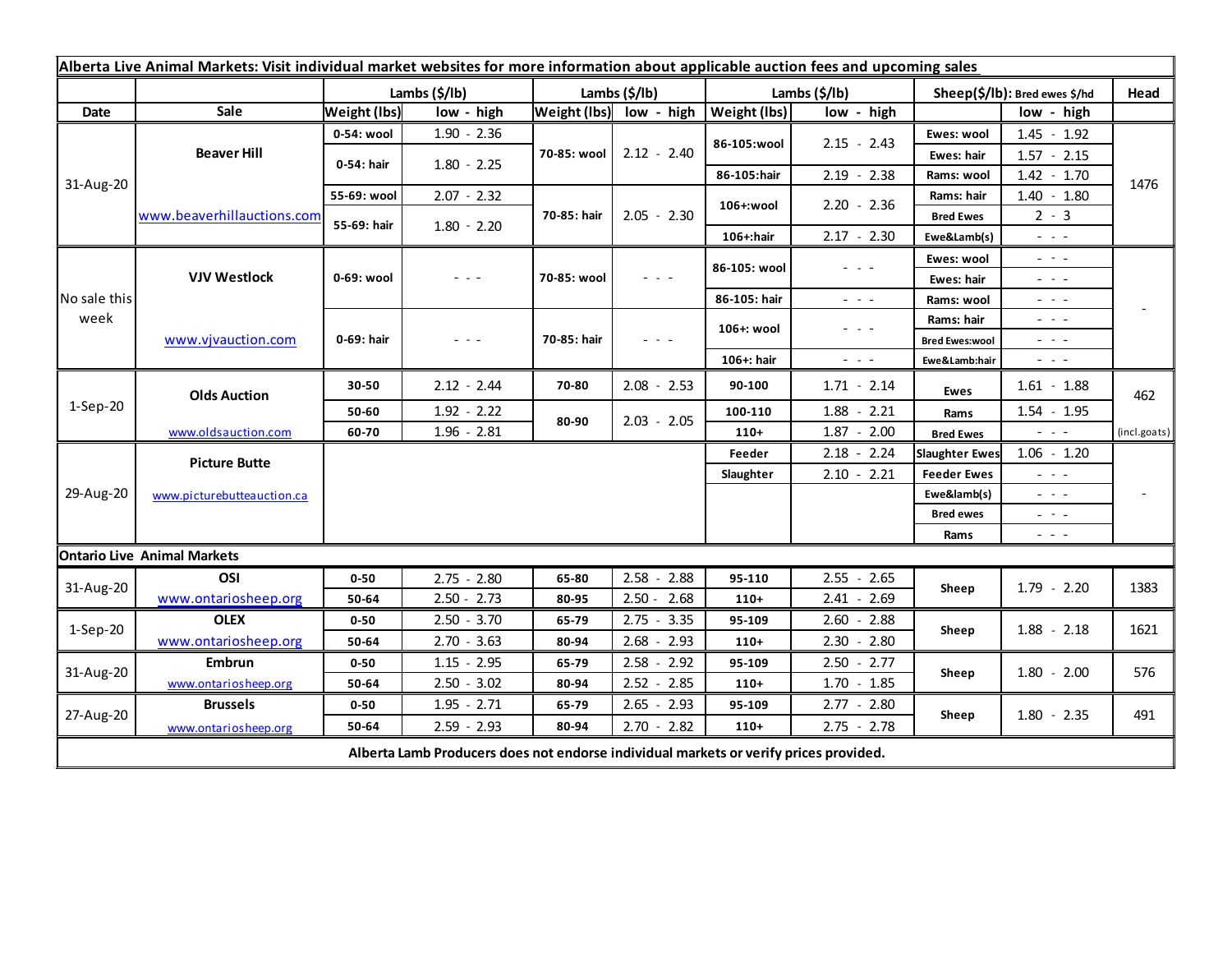**Alberta Live Animal Markets: Visit individual market websites for more information about applicable auction fees and upcoming sales**

| Date | Sale | Lambs ($/lb) | | Lambs ($/lb) | | Lambs ($/lb) | | Sheep($/lb): Bred ewes $/hd | | Head |
|---|---|---|---|---|---|---|---|---|---|---|
| | | Weight (lbs) | low - high | Weight (lbs) | low - high | Weight (lbs) | low - high | | low - high | |
| 31-Aug-20 | Beaver Hill | 0-54: wool | 1.90 - 2.36 | 70-85: wool | 2.12 - 2.40 | 86-105:wool | 2.15 - 2.43 | Ewes: wool | 1.45 - 1.92 | 1476 |
| | | 0-54: hair | 1.80 - 2.25 | | | | | Ewes: hair | 1.57 - 2.15 | |
| | | | | | | 86-105:hair | 2.19 - 2.38 | Rams: wool | 1.42 - 1.70 | |
| | www.beaverhillauctions.com | 55-69: wool | 2.07 - 2.32 | 70-85: hair | 2.05 - 2.30 | 106+:wool | 2.20 - 2.36 | Rams: hair | 1.40 - 1.80 | |
| | | 55-69: hair | 1.80 - 2.20 | | | | | Bred Ewes | 2 - 3 | |
| | | | | | | 106+:hair | 2.17 - 2.30 | Ewe&Lamb(s) | - - - | |
| No sale this week | VJV Westlock | 0-69: wool | - - - | 70-85: wool | - - - | 86-105: wool | - - - | Ewes: wool | - - - | - |
| | | | | | | | | Ewes: hair | - - - | |
| | | | | | | 86-105: hair | - - - | Rams: wool | - - - | |
| | www.vjvauction.com | 0-69: hair | - - - | 70-85: hair | - - - | 106+: wool | - - - | Rams: hair | - - - | |
| | | | | | | | | Bred Ewes:wool | - - - | |
| | | | | | | 106+: hair | - - - | Ewe&Lamb:hair | - - - | |
| 1-Sep-20 | Olds Auction | 30-50 | 2.12 - 2.44 | 70-80 | 2.08 - 2.53 | 90-100 | 1.71 - 2.14 | Ewes | 1.61 - 1.88 | 462 |
| | | 50-60 | 1.92 - 2.22 | 80-90 | 2.03 - 2.05 | 100-110 | 1.88 - 2.21 | Rams | 1.54 - 1.95 | |
| | www.oldsauction.com | 60-70 | 1.96 - 2.81 | | | 110+ | 1.87 - 2.00 | Bred Ewes | - - - | (incl.goats) |
| 29-Aug-20 | Picture Butte | | | | | Feeder | 2.18 - 2.24 | Slaughter Ewes | 1.06 - 1.20 | - |
| | | | | | | Slaughter | 2.10 - 2.21 | Feeder Ewes | - - - | |
| | www.picturebutteauction.ca | | | | | | | Ewe&lamb(s) | - - - | |
| | | | | | | | | Bred ewes | - - - | |
| | | | | | | | | Rams | - - - | |

**Ontario Live Animal Markets**

| Date | Sale | Weight (lbs) | low - high | Weight (lbs) | low - high | Weight (lbs) | low - high | | low - high | Head |
|---|---|---|---|---|---|---|---|---|---|---|
| 31-Aug-20 | OSI | 0-50 | 2.75 - 2.80 | 65-80 | 2.58 - 2.88 | 95-110 | 2.55 - 2.65 | Sheep | 1.79 - 2.20 | 1383 |
| | www.ontariosheep.org | 50-64 | 2.50 - 2.73 | 80-95 | 2.50 - 2.68 | 110+ | 2.41 - 2.69 | | | |
| 1-Sep-20 | OLEX | 0-50 | 2.50 - 3.70 | 65-79 | 2.75 - 3.35 | 95-109 | 2.60 - 2.88 | Sheep | 1.88 - 2.18 | 1621 |
| | www.ontariosheep.org | 50-64 | 2.70 - 3.63 | 80-94 | 2.68 - 2.93 | 110+ | 2.30 - 2.80 | | | |
| 31-Aug-20 | Embrun | 0-50 | 1.15 - 2.95 | 65-79 | 2.58 - 2.92 | 95-109 | 2.50 - 2.77 | Sheep | 1.80 - 2.00 | 576 |
| | www.ontariosheep.org | 50-64 | 2.50 - 3.02 | 80-94 | 2.52 - 2.85 | 110+ | 1.70 - 1.85 | | | |
| 27-Aug-20 | Brussels | 0-50 | 1.95 - 2.71 | 65-79 | 2.65 - 2.93 | 95-109 | 2.77 - 2.80 | Sheep | 1.80 - 2.35 | 491 |
| | www.ontariosheep.org | 50-64 | 2.59 - 2.93 | 80-94 | 2.70 - 2.82 | 110+ | 2.75 - 2.78 | | | |

**Alberta Lamb Producers does not endorse individual markets or verify prices provided.**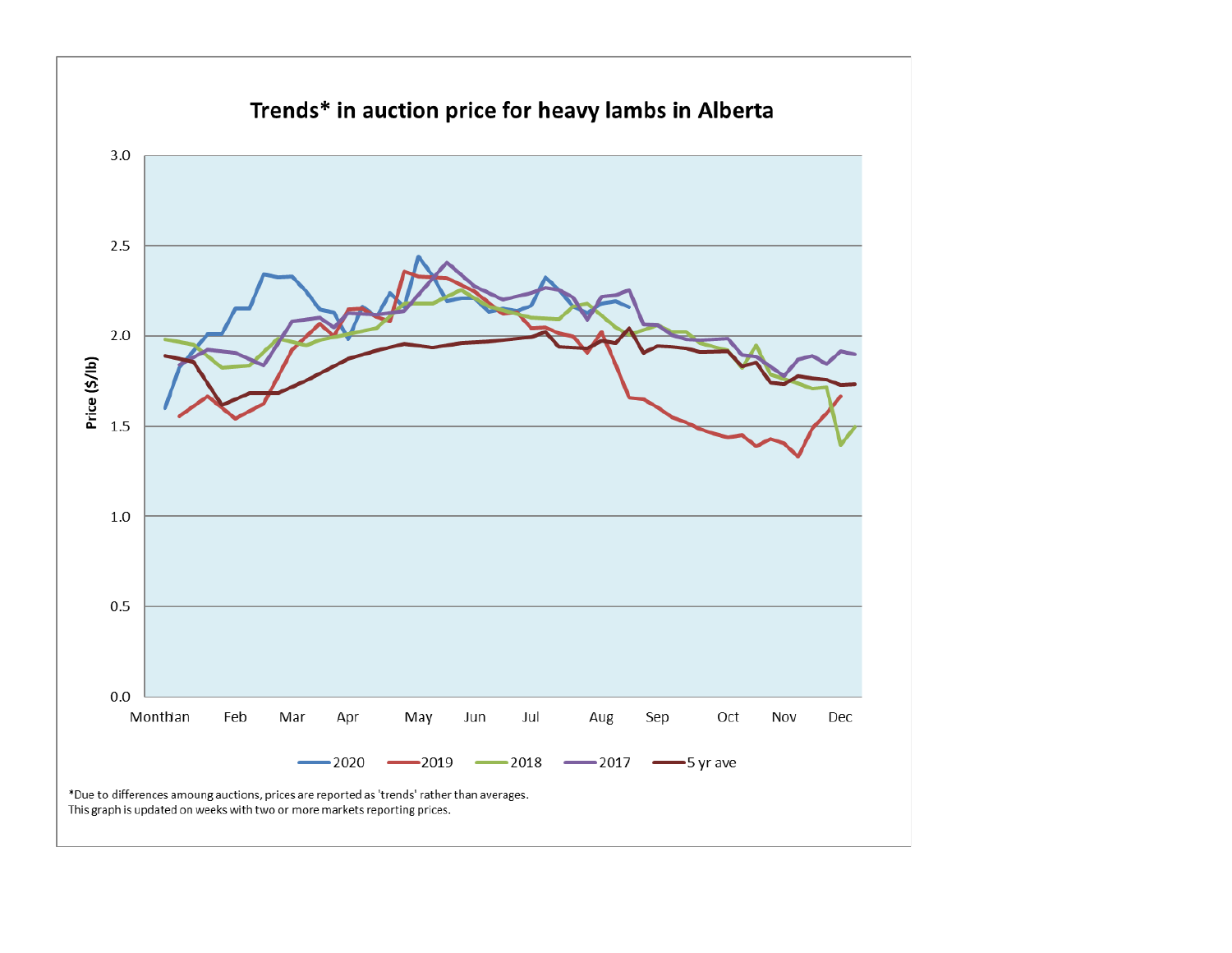## Trends* in auction price for heavy lambs in Alberta

Price ($/lb)

3.0
2.5
2.0
1.5
1.0
0.5
0.0

Month Jan Feb Mar Apr May Jun Jul Aug Sep Oct Nov Dec

2020 2019 2018 2017 5 yr ave

*Due to differences amoung auctions, prices are reported as 'trends' rather than averages.
This graph is updated on weeks with two or more markets reporting prices.